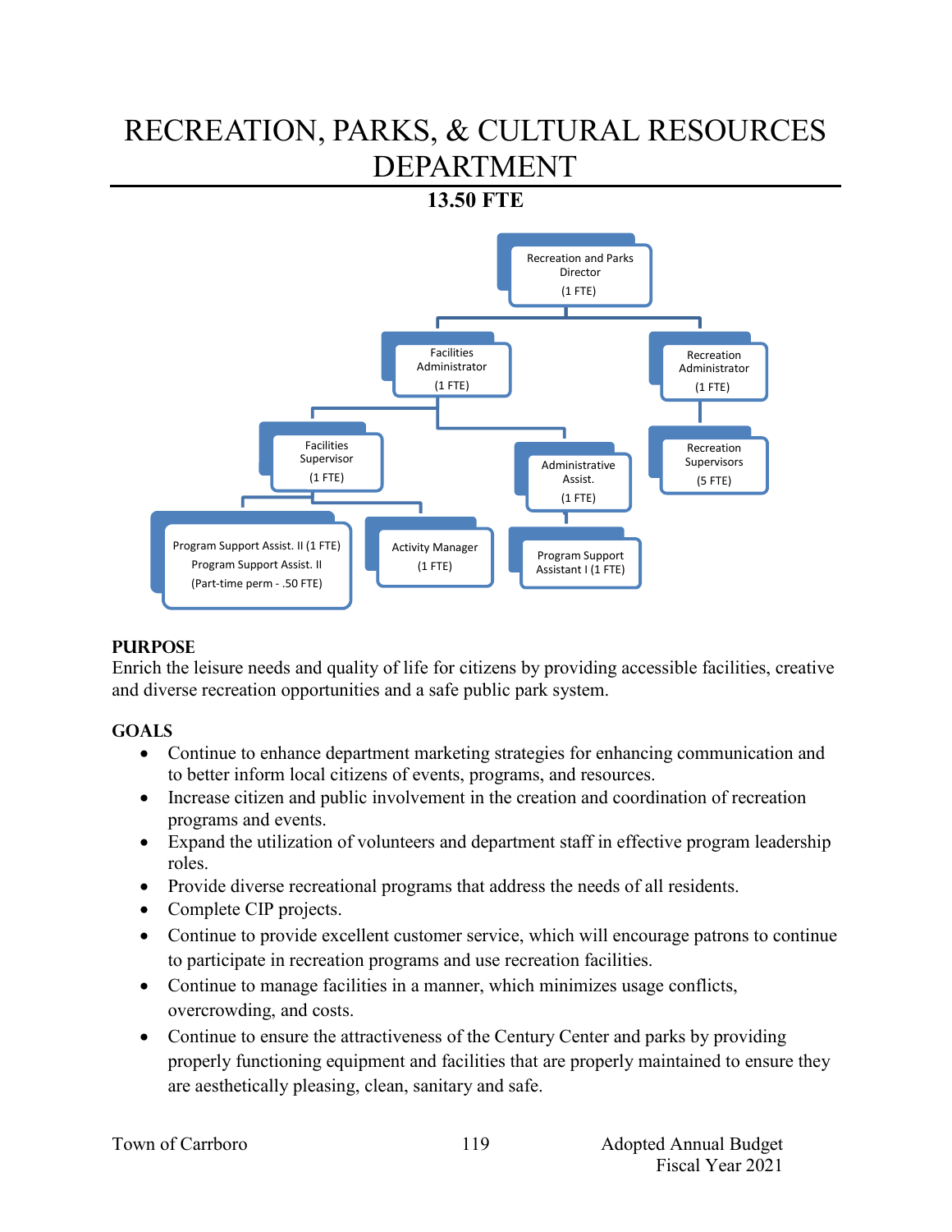# RECREATION, PARKS, & CULTURAL RESOURCES DEPARTMENT

**13.50 FTE**

- Recreation and Parks Director (1 FTE)
  - Facilities Administrator (1 FTE)
    - Facilities Supervisor (1 FTE)
      - Program Support Assist. II (1 FTE); Program Support Assist. II (Part-time perm - .50 FTE)
      - Activity Manager (1 FTE)
    - Administrative Assist. (1 FTE)
      - Program Support Assistant I (1 FTE)
  - Recreation Administrator (1 FTE)
    - Recreation Supervisors (5 FTE)

**PURPOSE**

Enrich the leisure needs and quality of life for citizens by providing accessible facilities, creative and diverse recreation opportunities and a safe public park system.

**GOALS**

- Continue to enhance department marketing strategies for enhancing communication and to better inform local citizens of events, programs, and resources.
- Increase citizen and public involvement in the creation and coordination of recreation programs and events.
- Expand the utilization of volunteers and department staff in effective program leadership roles.
- Provide diverse recreational programs that address the needs of all residents.
- Complete CIP projects.
- Continue to provide excellent customer service, which will encourage patrons to continue to participate in recreation programs and use recreation facilities.
- Continue to manage facilities in a manner, which minimizes usage conflicts, overcrowding, and costs.
- Continue to ensure the attractiveness of the Century Center and parks by providing properly functioning equipment and facilities that are properly maintained to ensure they are aesthetically pleasing, clean, sanitary and safe.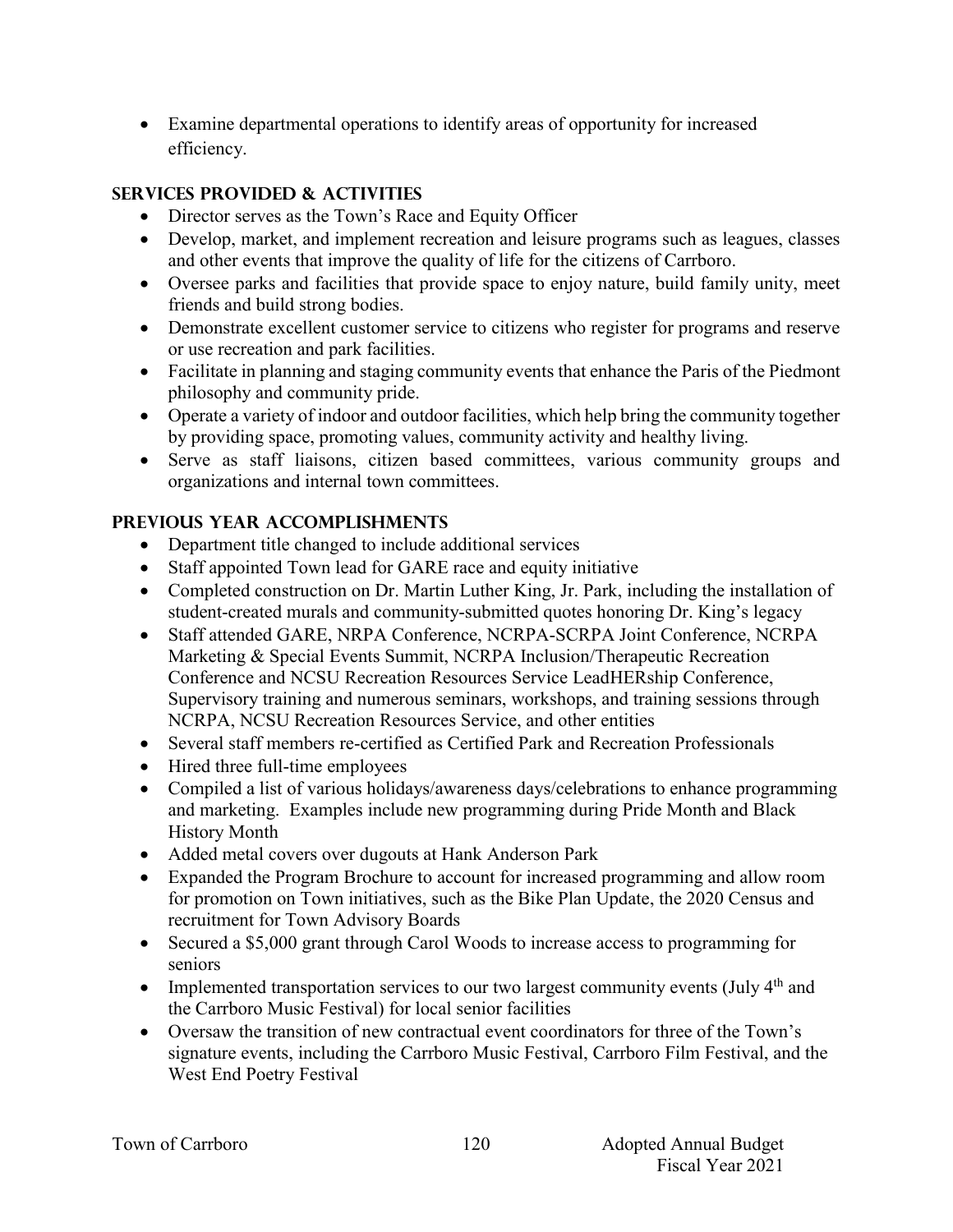- Examine departmental operations to identify areas of opportunity for increased efficiency.

## SERVICES PROVIDED & ACTIVITIES

- Director serves as the Town's Race and Equity Officer
- Develop, market, and implement recreation and leisure programs such as leagues, classes and other events that improve the quality of life for the citizens of Carrboro.
- Oversee parks and facilities that provide space to enjoy nature, build family unity, meet friends and build strong bodies.
- Demonstrate excellent customer service to citizens who register for programs and reserve or use recreation and park facilities.
- Facilitate in planning and staging community events that enhance the Paris of the Piedmont philosophy and community pride.
- Operate a variety of indoor and outdoor facilities, which help bring the community together by providing space, promoting values, community activity and healthy living.
- Serve as staff liaisons, citizen based committees, various community groups and organizations and internal town committees.

## PREVIOUS YEAR ACCOMPLISHMENTS

- Department title changed to include additional services
- Staff appointed Town lead for GARE race and equity initiative
- Completed construction on Dr. Martin Luther King, Jr. Park, including the installation of student-created murals and community-submitted quotes honoring Dr. King's legacy
- Staff attended GARE, NRPA Conference, NCRPA-SCRPA Joint Conference, NCRPA Marketing & Special Events Summit, NCRPA Inclusion/Therapeutic Recreation Conference and NCSU Recreation Resources Service LeadHERship Conference, Supervisory training and numerous seminars, workshops, and training sessions through NCRPA, NCSU Recreation Resources Service, and other entities
- Several staff members re-certified as Certified Park and Recreation Professionals
- Hired three full-time employees
- Compiled a list of various holidays/awareness days/celebrations to enhance programming and marketing. Examples include new programming during Pride Month and Black History Month
- Added metal covers over dugouts at Hank Anderson Park
- Expanded the Program Brochure to account for increased programming and allow room for promotion on Town initiatives, such as the Bike Plan Update, the 2020 Census and recruitment for Town Advisory Boards
- Secured a $5,000 grant through Carol Woods to increase access to programming for seniors
- Implemented transportation services to our two largest community events (July 4th and the Carrboro Music Festival) for local senior facilities
- Oversaw the transition of new contractual event coordinators for three of the Town's signature events, including the Carrboro Music Festival, Carrboro Film Festival, and the West End Poetry Festival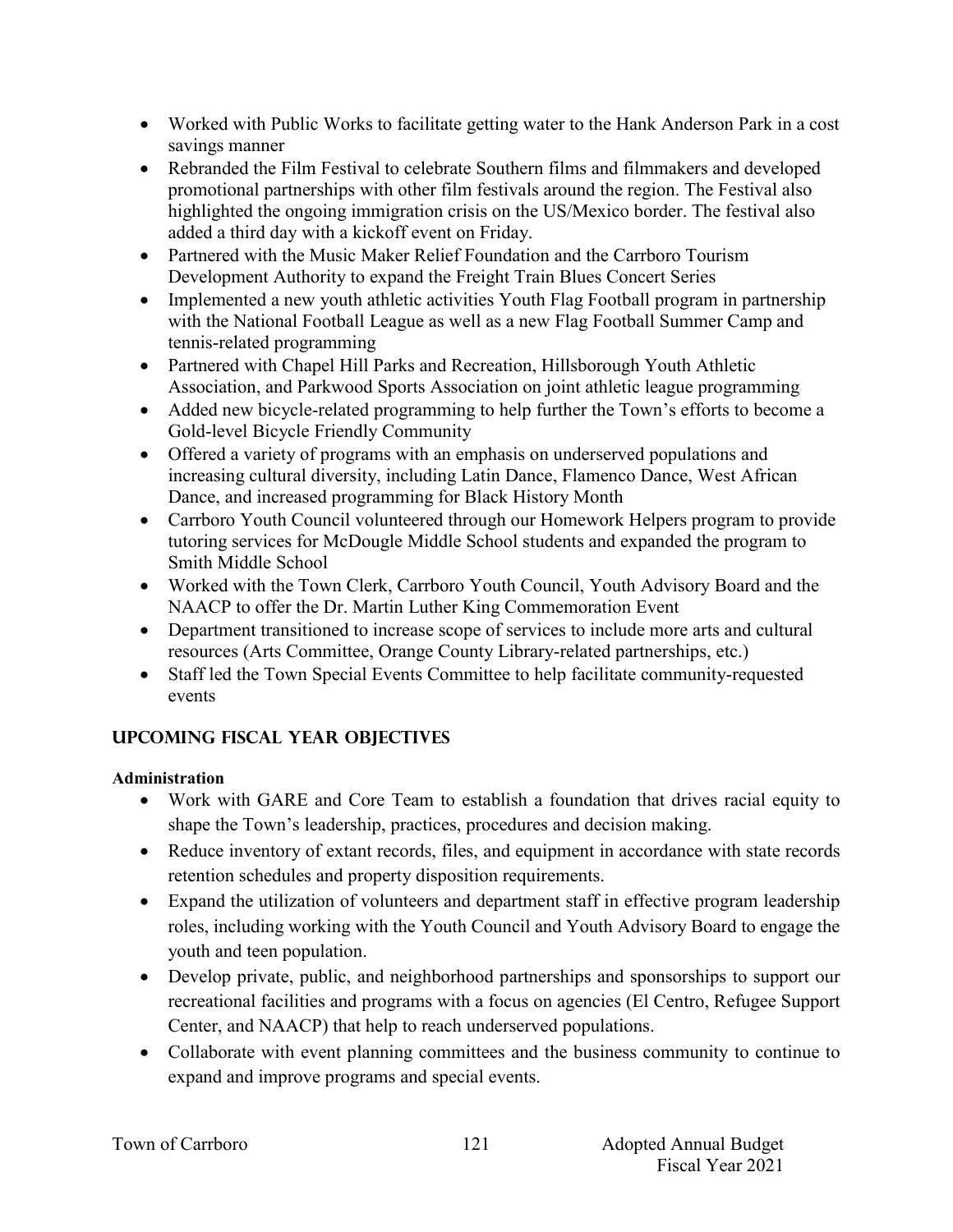- Worked with Public Works to facilitate getting water to the Hank Anderson Park in a cost savings manner
- Rebranded the Film Festival to celebrate Southern films and filmmakers and developed promotional partnerships with other film festivals around the region. The Festival also highlighted the ongoing immigration crisis on the US/Mexico border. The festival also added a third day with a kickoff event on Friday.
- Partnered with the Music Maker Relief Foundation and the Carrboro Tourism Development Authority to expand the Freight Train Blues Concert Series
- Implemented a new youth athletic activities Youth Flag Football program in partnership with the National Football League as well as a new Flag Football Summer Camp and tennis-related programming
- Partnered with Chapel Hill Parks and Recreation, Hillsborough Youth Athletic Association, and Parkwood Sports Association on joint athletic league programming
- Added new bicycle-related programming to help further the Town's efforts to become a Gold-level Bicycle Friendly Community
- Offered a variety of programs with an emphasis on underserved populations and increasing cultural diversity, including Latin Dance, Flamenco Dance, West African Dance, and increased programming for Black History Month
- Carrboro Youth Council volunteered through our Homework Helpers program to provide tutoring services for McDougle Middle School students and expanded the program to Smith Middle School
- Worked with the Town Clerk, Carrboro Youth Council, Youth Advisory Board and the NAACP to offer the Dr. Martin Luther King Commemoration Event
- Department transitioned to increase scope of services to include more arts and cultural resources (Arts Committee, Orange County Library-related partnerships, etc.)
- Staff led the Town Special Events Committee to help facilitate community-requested events

## UPCOMING FISCAL YEAR OBJECTIVES

**Administration**

- Work with GARE and Core Team to establish a foundation that drives racial equity to shape the Town's leadership, practices, procedures and decision making.
- Reduce inventory of extant records, files, and equipment in accordance with state records retention schedules and property disposition requirements.
- Expand the utilization of volunteers and department staff in effective program leadership roles, including working with the Youth Council and Youth Advisory Board to engage the youth and teen population.
- Develop private, public, and neighborhood partnerships and sponsorships to support our recreational facilities and programs with a focus on agencies (El Centro, Refugee Support Center, and NAACP) that help to reach underserved populations.
- Collaborate with event planning committees and the business community to continue to expand and improve programs and special events.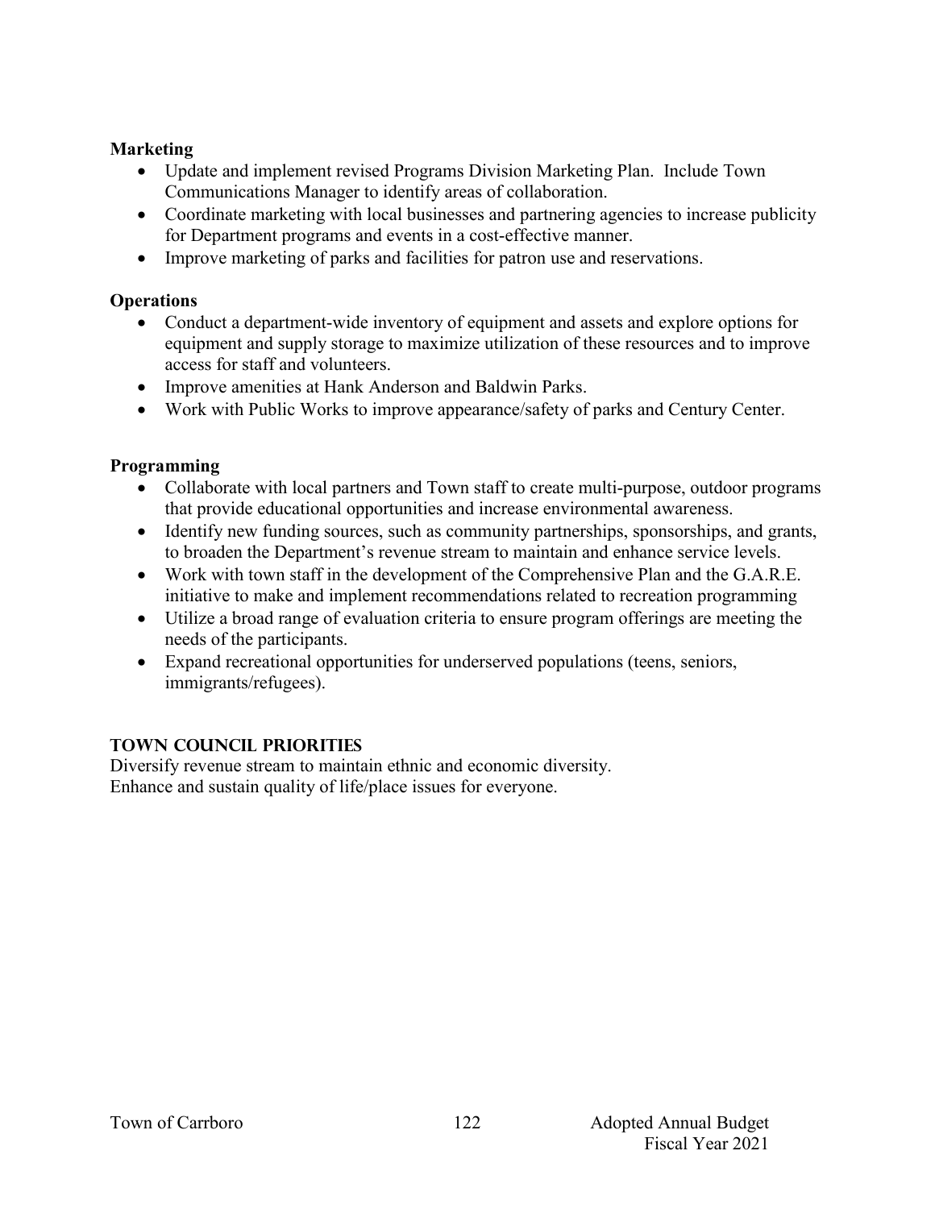**Marketing**

- Update and implement revised Programs Division Marketing Plan. Include Town Communications Manager to identify areas of collaboration.
- Coordinate marketing with local businesses and partnering agencies to increase publicity for Department programs and events in a cost-effective manner.
- Improve marketing of parks and facilities for patron use and reservations.

**Operations**

- Conduct a department-wide inventory of equipment and assets and explore options for equipment and supply storage to maximize utilization of these resources and to improve access for staff and volunteers.
- Improve amenities at Hank Anderson and Baldwin Parks.
- Work with Public Works to improve appearance/safety of parks and Century Center.

**Programming**

- Collaborate with local partners and Town staff to create multi-purpose, outdoor programs that provide educational opportunities and increase environmental awareness.
- Identify new funding sources, such as community partnerships, sponsorships, and grants, to broaden the Department's revenue stream to maintain and enhance service levels.
- Work with town staff in the development of the Comprehensive Plan and the G.A.R.E. initiative to make and implement recommendations related to recreation programming
- Utilize a broad range of evaluation criteria to ensure program offerings are meeting the needs of the participants.
- Expand recreational opportunities for underserved populations (teens, seniors, immigrants/refugees).

## TOWN COUNCIL PRIORITIES

Diversify revenue stream to maintain ethnic and economic diversity.
Enhance and sustain quality of life/place issues for everyone.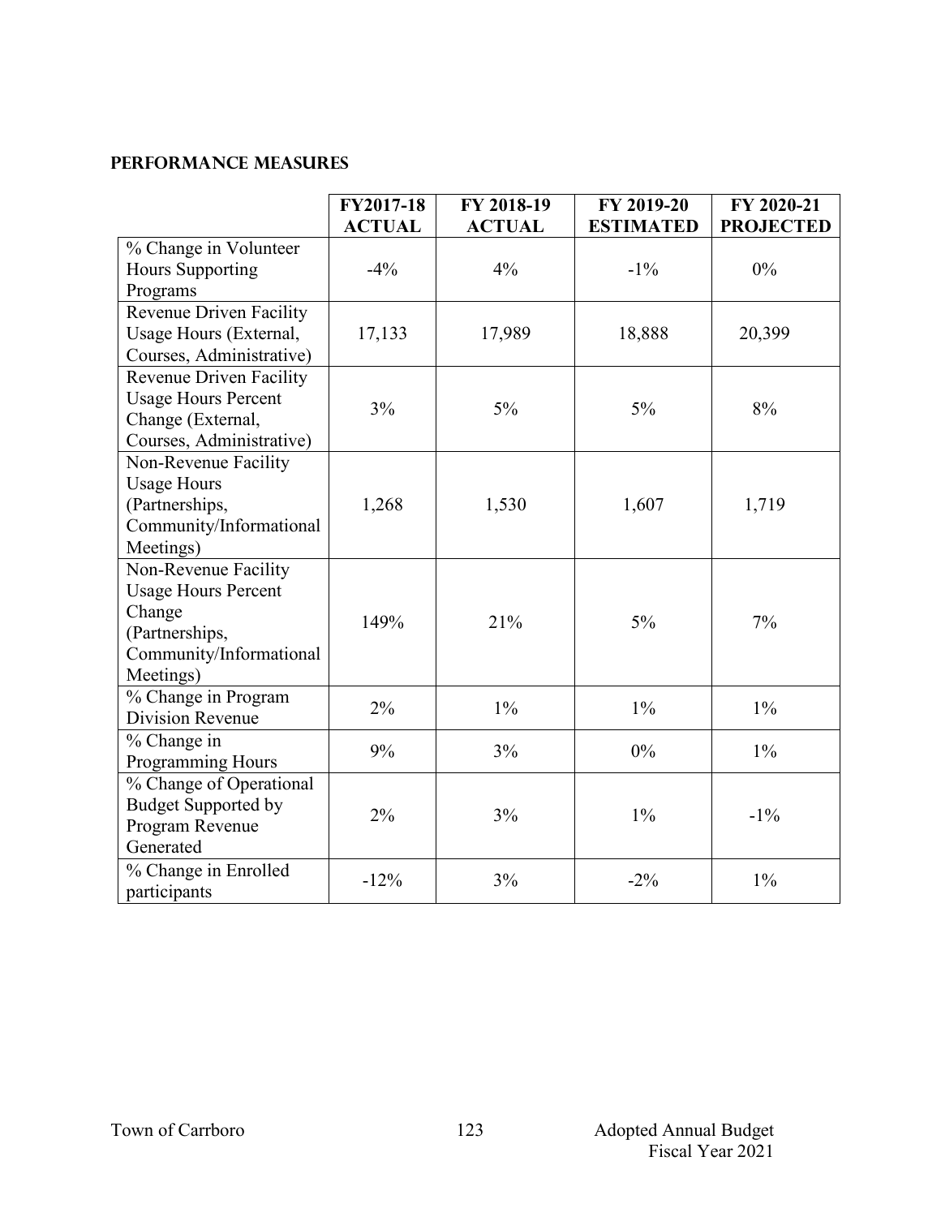## PERFORMANCE MEASURES

| | FY2017-18 ACTUAL | FY 2018-19 ACTUAL | FY 2019-20 ESTIMATED | FY 2020-21 PROJECTED |
|---|---|---|---|---|
| % Change in Volunteer Hours Supporting Programs | -4% | 4% | -1% | 0% |
| Revenue Driven Facility Usage Hours (External, Courses, Administrative) | 17,133 | 17,989 | 18,888 | 20,399 |
| Revenue Driven Facility Usage Hours Percent Change (External, Courses, Administrative) | 3% | 5% | 5% | 8% |
| Non-Revenue Facility Usage Hours (Partnerships, Community/Informational Meetings) | 1,268 | 1,530 | 1,607 | 1,719 |
| Non-Revenue Facility Usage Hours Percent Change (Partnerships, Community/Informational Meetings) | 149% | 21% | 5% | 7% |
| % Change in Program Division Revenue | 2% | 1% | 1% | 1% |
| % Change in Programming Hours | 9% | 3% | 0% | 1% |
| % Change of Operational Budget Supported by Program Revenue Generated | 2% | 3% | 1% | -1% |
| % Change in Enrolled participants | -12% | 3% | -2% | 1% |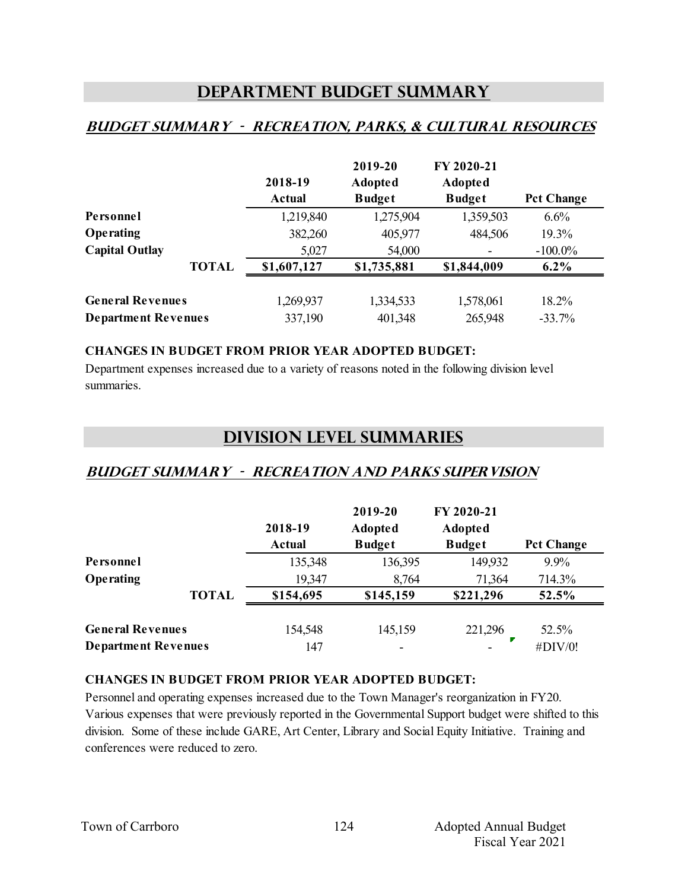# DEPARTMENT BUDGET SUMMARY

## *BUDGET SUMMARY - RECREATION, PARKS, & CULTURAL RESOURCES*

| | 2018-19 Actual | 2019-20 Adopted Budget | FY 2020-21 Adopted Budget | Pct Change |
|---|---|---|---|---|
| **Personnel** | 1,219,840 | 1,275,904 | 1,359,503 | 6.6% |
| **Operating** | 382,260 | 405,977 | 484,506 | 19.3% |
| **Capital Outlay** | 5,027 | 54,000 | - | -100.0% |
| **TOTAL** | **$1,607,127** | **$1,735,881** | **$1,844,009** | **6.2%** |
| | | | | |
| **General Revenues** | 1,269,937 | 1,334,533 | 1,578,061 | 18.2% |
| **Department Revenues** | 337,190 | 401,348 | 265,948 | -33.7% |

**CHANGES IN BUDGET FROM PRIOR YEAR ADOPTED BUDGET:**

Department expenses increased due to a variety of reasons noted in the following division level summaries.

# DIVISION LEVEL SUMMARIES

## *BUDGET SUMMARY - RECREATION AND PARKS SUPERVISION*

| | 2018-19 Actual | 2019-20 Adopted Budget | FY 2020-21 Adopted Budget | Pct Change |
|---|---|---|---|---|
| **Personnel** | 135,348 | 136,395 | 149,932 | 9.9% |
| **Operating** | 19,347 | 8,764 | 71,364 | 714.3% |
| **TOTAL** | **$154,695** | **$145,159** | **$221,296** | **52.5%** |
| | | | | |
| **General Revenues** | 154,548 | 145,159 | 221,296 | 52.5% |
| **Department Revenues** | 147 | - | - | #DIV/0! |

**CHANGES IN BUDGET FROM PRIOR YEAR ADOPTED BUDGET:**

Personnel and operating expenses increased due to the Town Manager's reorganization in FY20. Various expenses that were previously reported in the Governmental Support budget were shifted to this division. Some of these include GARE, Art Center, Library and Social Equity Initiative. Training and conferences were reduced to zero.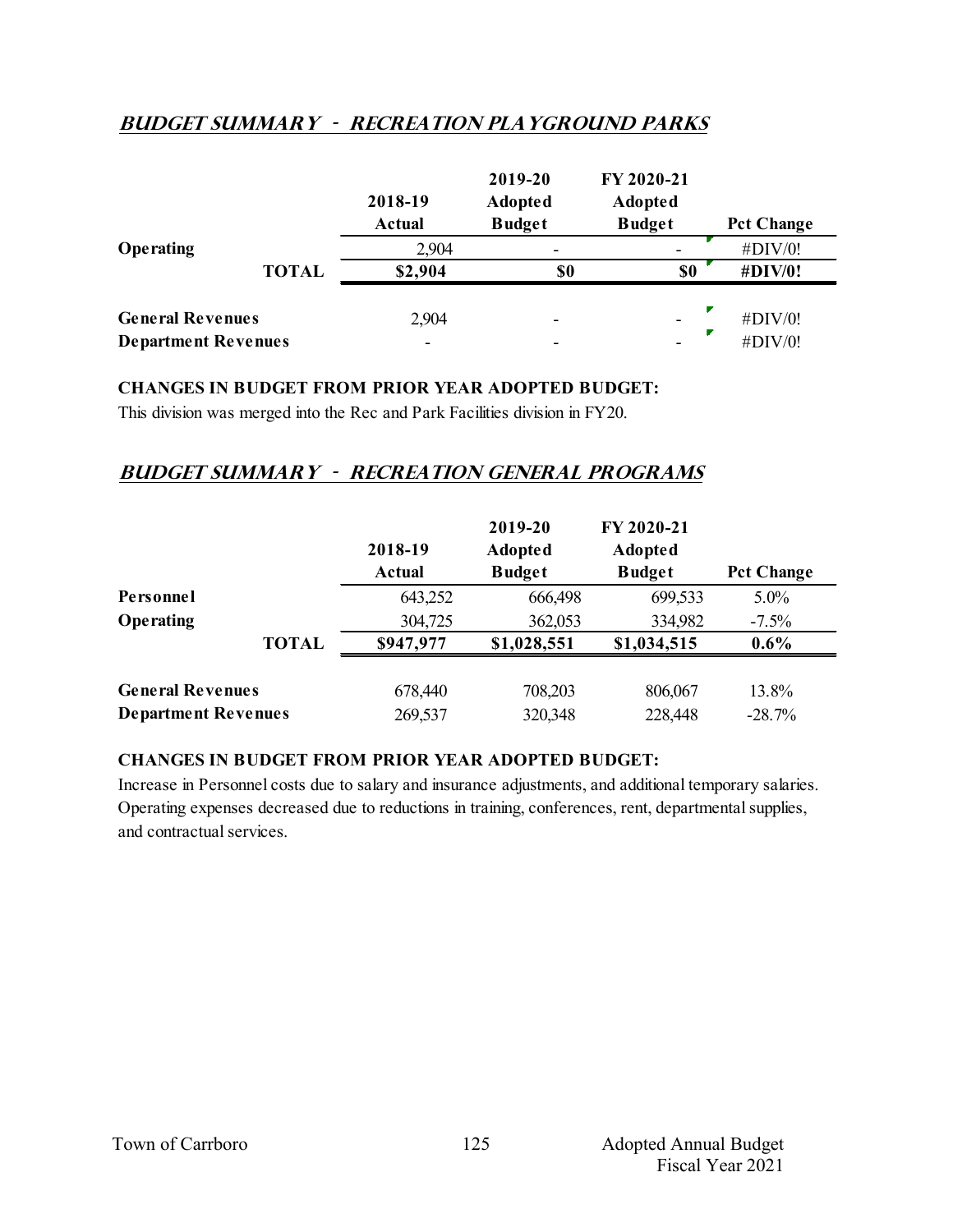## *BUDGET SUMMARY - RECREATION PLAYGROUND PARKS*

| | 2018-19 Actual | 2019-20 Adopted Budget | FY 2020-21 Adopted Budget | Pct Change |
|---|---|---|---|---|
| **Operating** | 2,904 | - | - | #DIV/0! |
| **TOTAL** | **$2,904** | **$0** | **$0** | **#DIV/0!** |
| | | | | |
| **General Revenues** | 2,904 | - | - | #DIV/0! |
| **Department Revenues** | - | - | - | #DIV/0! |

**CHANGES IN BUDGET FROM PRIOR YEAR ADOPTED BUDGET:**

This division was merged into the Rec and Park Facilities division in FY20.

## *BUDGET SUMMARY - RECREATION GENERAL PROGRAMS*

| | 2018-19 Actual | 2019-20 Adopted Budget | FY 2020-21 Adopted Budget | Pct Change |
|---|---|---|---|---|
| **Personnel** | 643,252 | 666,498 | 699,533 | 5.0% |
| **Operating** | 304,725 | 362,053 | 334,982 | -7.5% |
| **TOTAL** | **$947,977** | **$1,028,551** | **$1,034,515** | **0.6%** |
| | | | | |
| **General Revenues** | 678,440 | 708,203 | 806,067 | 13.8% |
| **Department Revenues** | 269,537 | 320,348 | 228,448 | -28.7% |

**CHANGES IN BUDGET FROM PRIOR YEAR ADOPTED BUDGET:**

Increase in Personnel costs due to salary and insurance adjustments, and additional temporary salaries. Operating expenses decreased due to reductions in training, conferences, rent, departmental supplies, and contractual services.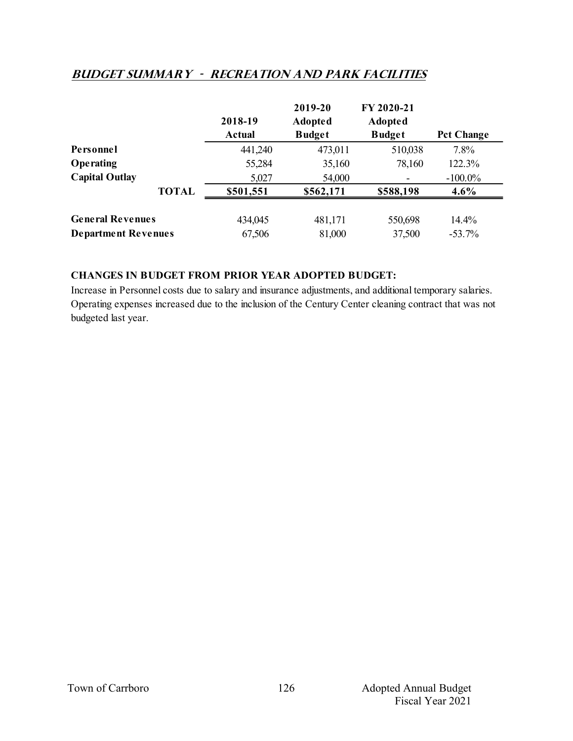## BUDGET SUMMARY - RECREATION AND PARK FACILITIES

| | 2018-19 Actual | 2019-20 Adopted Budget | FY 2020-21 Adopted Budget | Pct Change |
|---|---|---|---|---|
| **Personnel** | 441,240 | 473,011 | 510,038 | 7.8% |
| **Operating** | 55,284 | 35,160 | 78,160 | 122.3% |
| **Capital Outlay** | 5,027 | 54,000 | - | -100.0% |
| **TOTAL** | **$501,551** | **$562,171** | **$588,198** | **4.6%** |
| | | | | |
| **General Revenues** | 434,045 | 481,171 | 550,698 | 14.4% |
| **Department Revenues** | 67,506 | 81,000 | 37,500 | -53.7% |

**CHANGES IN BUDGET FROM PRIOR YEAR ADOPTED BUDGET:**

Increase in Personnel costs due to salary and insurance adjustments, and additional temporary salaries. Operating expenses increased due to the inclusion of the Century Center cleaning contract that was not budgeted last year.